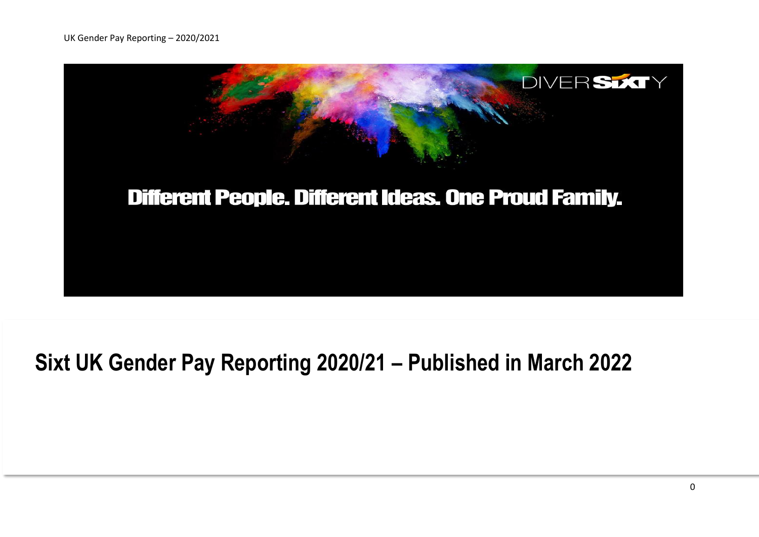DIVERSIXTY

Different People. Different Ideas. One Proud Family.

# Sixt UK Gender Pay Reporting 2020/21 – Published in March 2022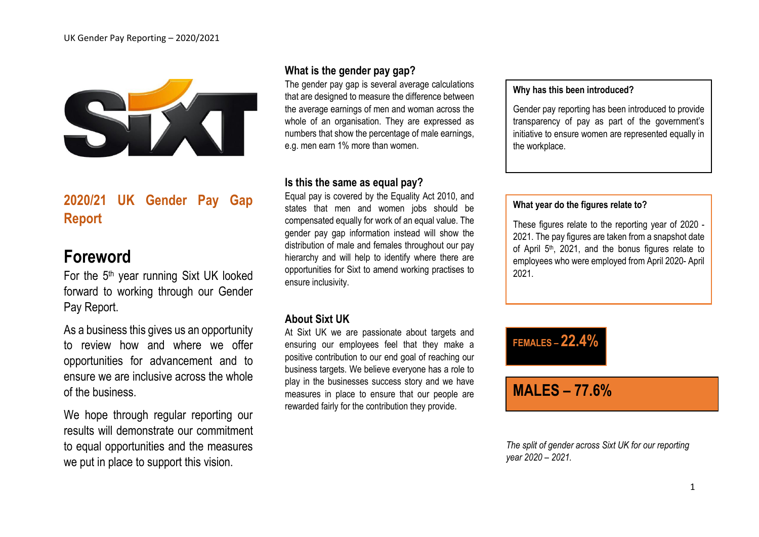## 2020/21 UK Gender Pay Gap Report

# Foreword

For the 5th year running Sixt UK looked forward to working through our Gender Pay Report.

As a business this gives us an opportunity to review how and where we offer opportunities for advancement and to ensure we are inclusive across the whole of the business.

We hope through regular reporting our results will demonstrate our commitment to equal opportunities and the measures we put in place to support this vision.

### What is the gender pay gap?

The gender pay gap is several average calculations that are designed to measure the difference between the average earnings of men and woman across the whole of an organisation. They are expressed as numbers that show the percentage of male earnings, e.g. men earn 1% more than women.

### Is this the same as equal pay?

Equal pay is covered by the Equality Act 2010, and states that men and women jobs should be compensated equally for work of an equal value. The gender pay gap information instead will show the distribution of male and females throughout our pay hierarchy and will help to identify where there are opportunities for Sixt to amend working practises to ensure inclusivity.

### About Sixt UK

At Sixt UK we are passionate about targets and ensuring our employees feel that they make a positive contribution to our end goal of reaching our business targets. We believe everyone has a role to play in the businesses success story and we have measures in place to ensure that our people are rewarded fairly for the contribution they provide.

**Why has this been introduced?**

Gender pay reporting has been introduced to provide transparency of pay as part of the government's initiative to ensure women are represented equally in the workplace.

**What year do the figures relate to?**

These figures relate to the reporting year of 2020 - 2021. The pay figures are taken from a snapshot date of April 5th, 2021, and the bonus figures relate to employees who were employed from April 2020- April 2021.

**FEMALES – 22.4%**

**MALES – 77.6%**

*The split of gender across Sixt UK for our reporting year 2020 – 2021.*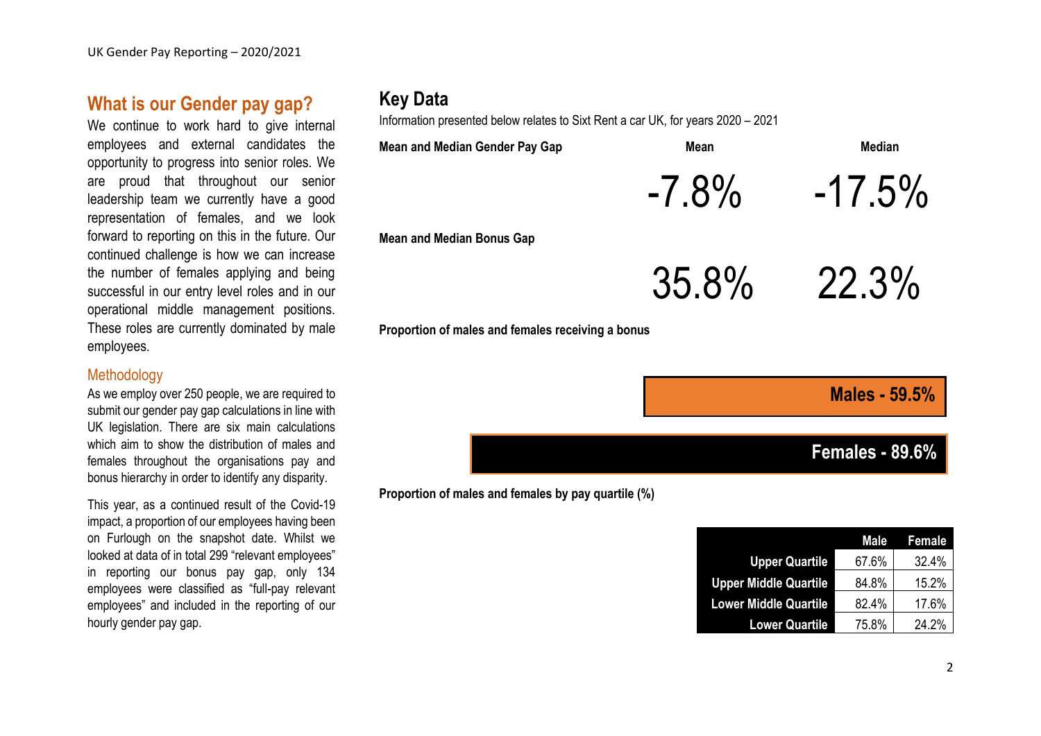## What is our Gender pay gap?

We continue to work hard to give internal employees and external candidates the opportunity to progress into senior roles. We are proud that throughout our senior leadership team we currently have a good representation of females, and we look forward to reporting on this in the future. Our continued challenge is how we can increase the number of females applying and being successful in our entry level roles and in our operational middle management positions. These roles are currently dominated by male employees.

### Methodology

As we employ over 250 people, we are required to submit our gender pay gap calculations in line with UK legislation. There are six main calculations which aim to show the distribution of males and females throughout the organisations pay and bonus hierarchy in order to identify any disparity.

This year, as a continued result of the Covid-19 impact, a proportion of our employees having been on Furlough on the snapshot date. Whilst we looked at data of in total 299 "relevant employees" in reporting our bonus pay gap, only 134 employees were classified as "full-pay relevant employees" and included in the reporting of our hourly gender pay gap.

## Key Data

Information presented below relates to Sixt Rent a car UK, for years 2020 – 2021

| | Mean | Median |
|---|---|---|
| **Mean and Median Gender Pay Gap** | -7.8% | -17.5% |
| **Mean and Median Bonus Gap** | 35.8% | 22.3% |

**Proportion of males and females receiving a bonus**

**Males - 59.5%**

**Females - 89.6%**

**Proportion of males and females by pay quartile (%)**

| | Male | Female |
|---|---|---|
| **Upper Quartile** | 67.6% | 32.4% |
| **Upper Middle Quartile** | 84.8% | 15.2% |
| **Lower Middle Quartile** | 82.4% | 17.6% |
| **Lower Quartile** | 75.8% | 24.2% |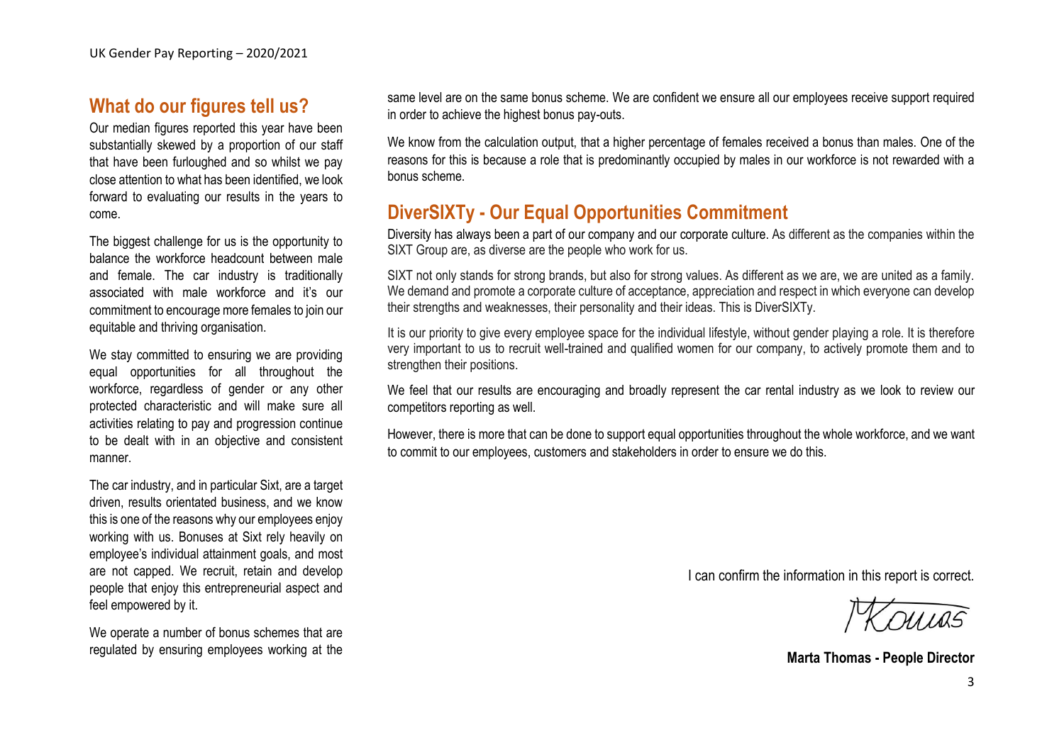## What do our figures tell us?

Our median figures reported this year have been substantially skewed by a proportion of our staff that have been furloughed and so whilst we pay close attention to what has been identified, we look forward to evaluating our results in the years to come.

The biggest challenge for us is the opportunity to balance the workforce headcount between male and female. The car industry is traditionally associated with male workforce and it's our commitment to encourage more females to join our equitable and thriving organisation.

We stay committed to ensuring we are providing equal opportunities for all throughout the workforce, regardless of gender or any other protected characteristic and will make sure all activities relating to pay and progression continue to be dealt with in an objective and consistent manner.

The car industry, and in particular Sixt, are a target driven, results orientated business, and we know this is one of the reasons why our employees enjoy working with us. Bonuses at Sixt rely heavily on employee's individual attainment goals, and most are not capped. We recruit, retain and develop people that enjoy this entrepreneurial aspect and feel empowered by it.

We operate a number of bonus schemes that are regulated by ensuring employees working at the same level are on the same bonus scheme. We are confident we ensure all our employees receive support required in order to achieve the highest bonus pay-outs.

We know from the calculation output, that a higher percentage of females received a bonus than males. One of the reasons for this is because a role that is predominantly occupied by males in our workforce is not rewarded with a bonus scheme.

## DiverSIXTy - Our Equal Opportunities Commitment

Diversity has always been a part of our company and our corporate culture. As different as the companies within the SIXT Group are, as diverse are the people who work for us.

SIXT not only stands for strong brands, but also for strong values. As different as we are, we are united as a family. We demand and promote a corporate culture of acceptance, appreciation and respect in which everyone can develop their strengths and weaknesses, their personality and their ideas. This is DiverSIXTy.

It is our priority to give every employee space for the individual lifestyle, without gender playing a role. It is therefore very important to us to recruit well-trained and qualified women for our company, to actively promote them and to strengthen their positions.

We feel that our results are encouraging and broadly represent the car rental industry as we look to review our competitors reporting as well.

However, there is more that can be done to support equal opportunities throughout the whole workforce, and we want to commit to our employees, customers and stakeholders in order to ensure we do this.

I can confirm the information in this report is correct.

**Marta Thomas - People Director**